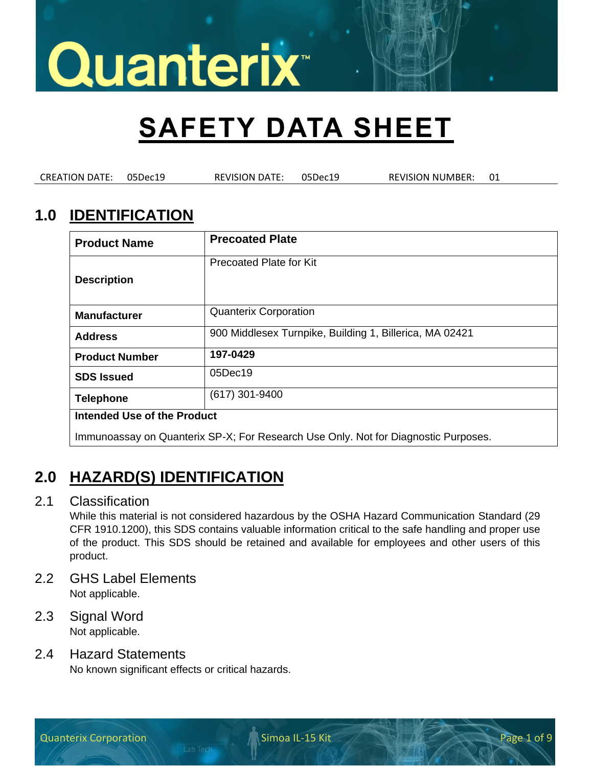# SAFETY DATA SHEET

CREATION DATE: 05Dec19 REVISION DATE: 05Dec19 REVISION NUMBER: 01

## 1.0 IDENTIFICATION

| **Product Name** | **Precoated Plate** |
|---|---|
| **Description** | Precoated Plate for Kit |
| **Manufacturer** | Quanterix Corporation |
| **Address** | 900 Middlesex Turnpike, Building 1, Billerica, MA 02421 |
| **Product Number** | **197-0429** |
| **SDS Issued** | 05Dec19 |
| **Telephone** | (617) 301-9400 |
| **Intended Use of the Product** | |
| Immunoassay on Quanterix SP-X; For Research Use Only. Not for Diagnostic Purposes. | |

## 2.0 HAZARD(S) IDENTIFICATION

### 2.1 Classification

While this material is not considered hazardous by the OSHA Hazard Communication Standard (29 CFR 1910.1200), this SDS contains valuable information critical to the safe handling and proper use of the product. This SDS should be retained and available for employees and other users of this product.

### 2.2 GHS Label Elements

Not applicable.

### 2.3 Signal Word

Not applicable.

### 2.4 Hazard Statements

No known significant effects or critical hazards.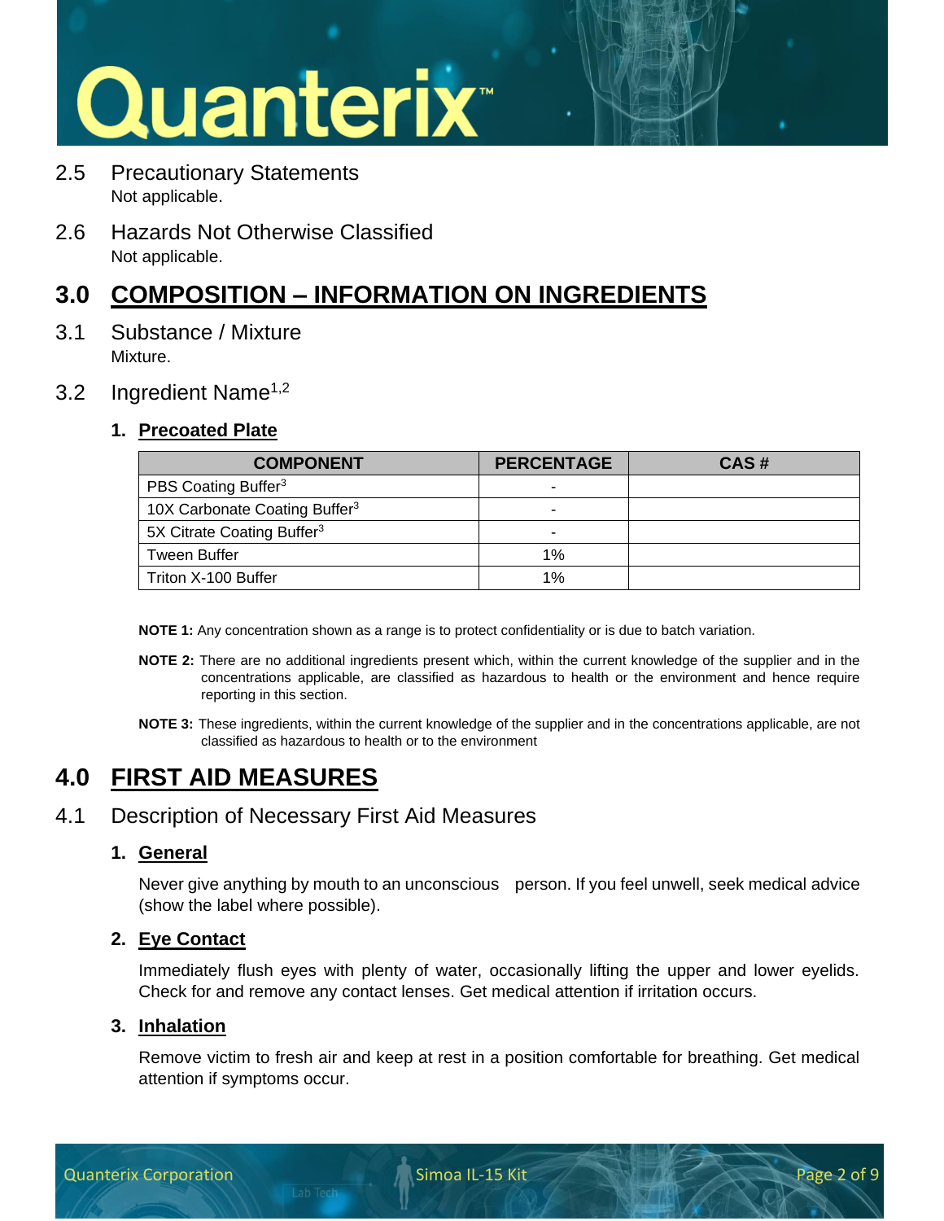## 2.5 Precautionary Statements

Not applicable.

## 2.6 Hazards Not Otherwise Classified

Not applicable.

# 3.0 COMPOSITION – INFORMATION ON INGREDIENTS

## 3.1 Substance / Mixture

Mixture.

## 3.2 Ingredient Name[1,2]

### 1. Precoated Plate

| COMPONENT | PERCENTAGE | CAS # |
|---|---|---|
| PBS Coating Buffer[3] | - | |
| 10X Carbonate Coating Buffer[3] | - | |
| 5X Citrate Coating Buffer[3] | - | |
| Tween Buffer | 1% | |
| Triton X-100 Buffer | 1% | |

**NOTE 1:** Any concentration shown as a range is to protect confidentiality or is due to batch variation.

**NOTE 2:** There are no additional ingredients present which, within the current knowledge of the supplier and in the concentrations applicable, are classified as hazardous to health or the environment and hence require reporting in this section.

**NOTE 3:** These ingredients, within the current knowledge of the supplier and in the concentrations applicable, are not classified as hazardous to health or to the environment

# 4.0 FIRST AID MEASURES

## 4.1 Description of Necessary First Aid Measures

### 1. General

Never give anything by mouth to an unconscious person. If you feel unwell, seek medical advice (show the label where possible).

### 2. Eye Contact

Immediately flush eyes with plenty of water, occasionally lifting the upper and lower eyelids. Check for and remove any contact lenses. Get medical attention if irritation occurs.

### 3. Inhalation

Remove victim to fresh air and keep at rest in a position comfortable for breathing. Get medical attention if symptoms occur.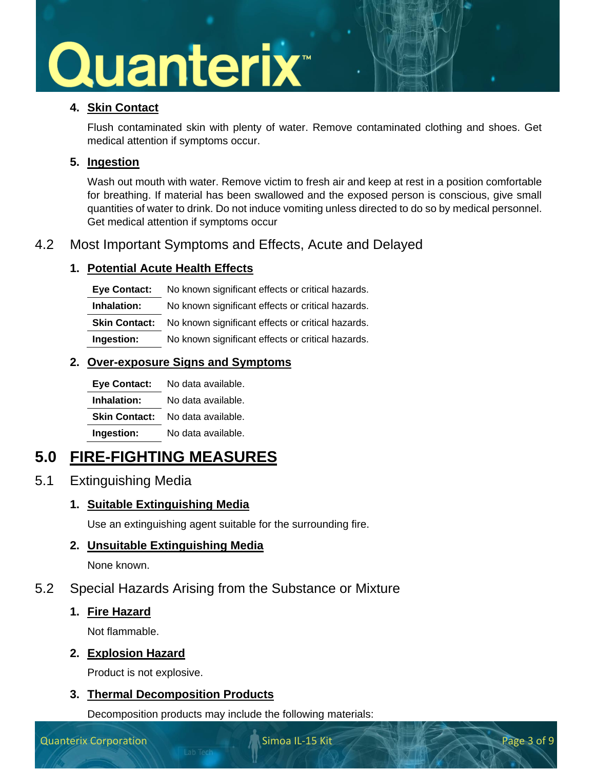#### 4. Skin Contact

Flush contaminated skin with plenty of water. Remove contaminated clothing and shoes. Get medical attention if symptoms occur.

#### 5. Ingestion

Wash out mouth with water. Remove victim to fresh air and keep at rest in a position comfortable for breathing. If material has been swallowed and the exposed person is conscious, give small quantities of water to drink. Do not induce vomiting unless directed to do so by medical personnel. Get medical attention if symptoms occur

### 4.2 Most Important Symptoms and Effects, Acute and Delayed

#### 1. Potential Acute Health Effects

| | |
|---|---|
| **Eye Contact:** | No known significant effects or critical hazards. |
| **Inhalation:** | No known significant effects or critical hazards. |
| **Skin Contact:** | No known significant effects or critical hazards. |
| **Ingestion:** | No known significant effects or critical hazards. |

#### 2. Over-exposure Signs and Symptoms

| | |
|---|---|
| **Eye Contact:** | No data available. |
| **Inhalation:** | No data available. |
| **Skin Contact:** | No data available. |
| **Ingestion:** | No data available. |

## 5.0 FIRE-FIGHTING MEASURES

### 5.1 Extinguishing Media

#### 1. Suitable Extinguishing Media

Use an extinguishing agent suitable for the surrounding fire.

#### 2. Unsuitable Extinguishing Media

None known.

### 5.2 Special Hazards Arising from the Substance or Mixture

#### 1. Fire Hazard

Not flammable.

#### 2. Explosion Hazard

Product is not explosive.

#### 3. Thermal Decomposition Products

Decomposition products may include the following materials: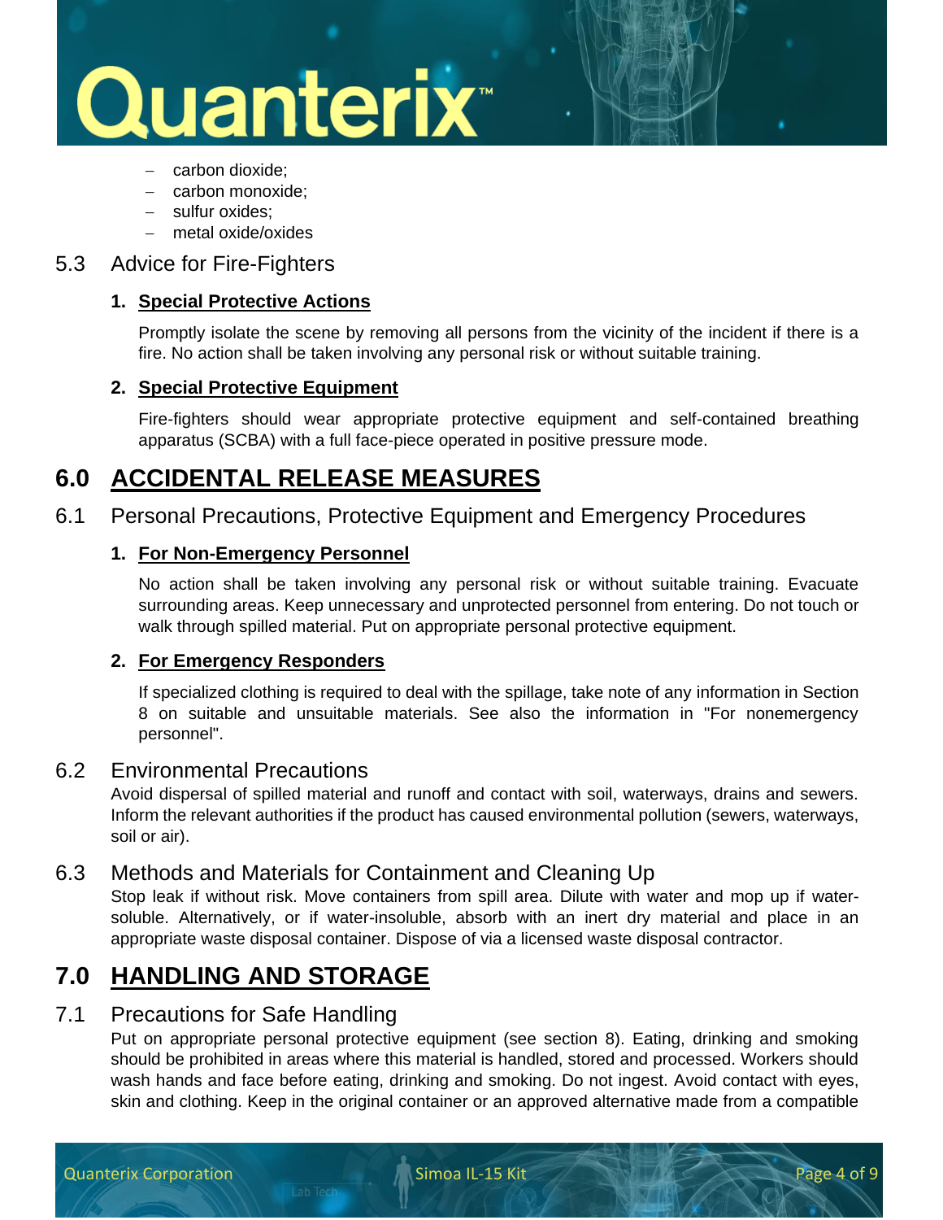- carbon dioxide;
- carbon monoxide;
- sulfur oxides;
- metal oxide/oxides

## 5.3 Advice for Fire-Fighters

### 1. Special Protective Actions

Promptly isolate the scene by removing all persons from the vicinity of the incident if there is a fire. No action shall be taken involving any personal risk or without suitable training.

### 2. Special Protective Equipment

Fire-fighters should wear appropriate protective equipment and self-contained breathing apparatus (SCBA) with a full face-piece operated in positive pressure mode.

# 6.0 ACCIDENTAL RELEASE MEASURES

## 6.1 Personal Precautions, Protective Equipment and Emergency Procedures

### 1. For Non-Emergency Personnel

No action shall be taken involving any personal risk or without suitable training. Evacuate surrounding areas. Keep unnecessary and unprotected personnel from entering. Do not touch or walk through spilled material. Put on appropriate personal protective equipment.

### 2. For Emergency Responders

If specialized clothing is required to deal with the spillage, take note of any information in Section 8 on suitable and unsuitable materials. See also the information in "For nonemergency personnel".

## 6.2 Environmental Precautions

Avoid dispersal of spilled material and runoff and contact with soil, waterways, drains and sewers. Inform the relevant authorities if the product has caused environmental pollution (sewers, waterways, soil or air).

## 6.3 Methods and Materials for Containment and Cleaning Up

Stop leak if without risk. Move containers from spill area. Dilute with water and mop up if water-soluble. Alternatively, or if water-insoluble, absorb with an inert dry material and place in an appropriate waste disposal container. Dispose of via a licensed waste disposal contractor.

# 7.0 HANDLING AND STORAGE

## 7.1 Precautions for Safe Handling

Put on appropriate personal protective equipment (see section 8). Eating, drinking and smoking should be prohibited in areas where this material is handled, stored and processed. Workers should wash hands and face before eating, drinking and smoking. Do not ingest. Avoid contact with eyes, skin and clothing. Keep in the original container or an approved alternative made from a compatible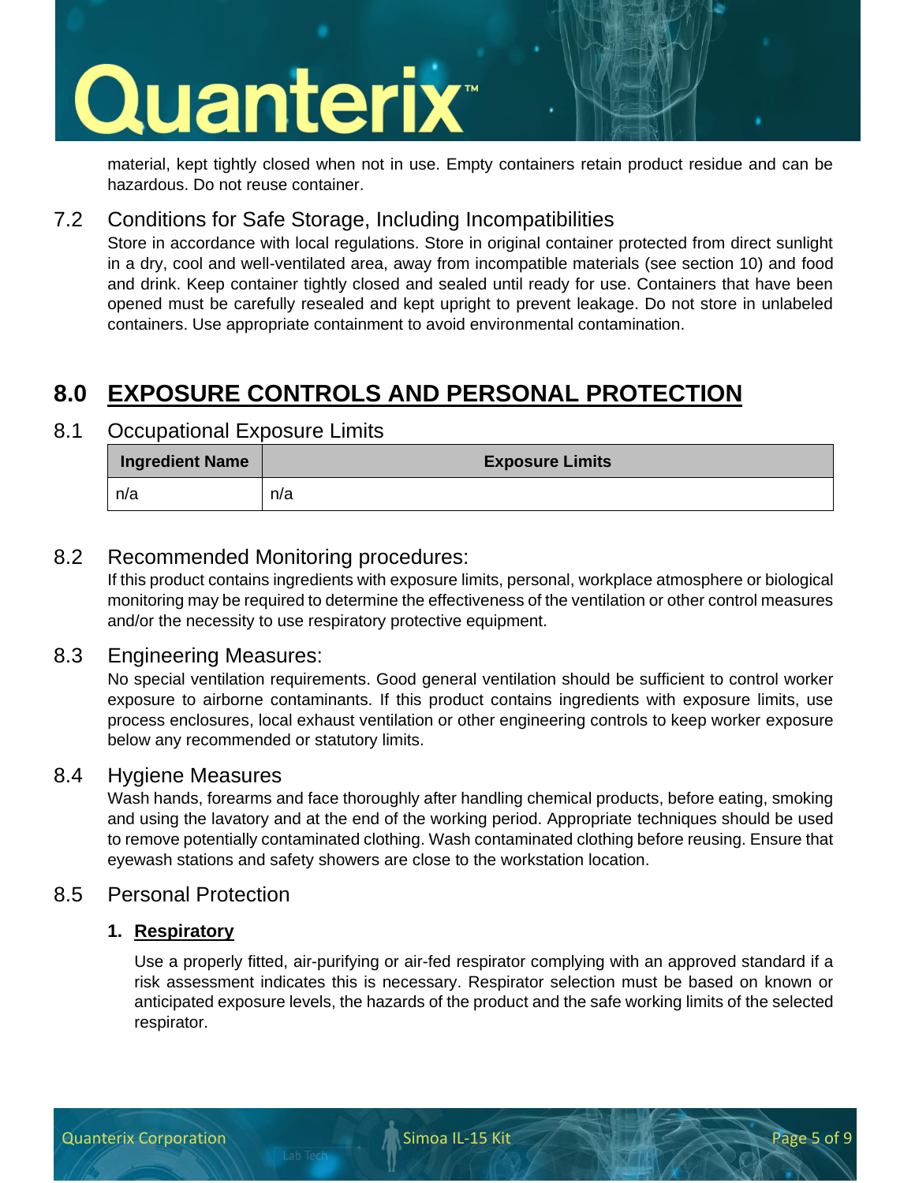material, kept tightly closed when not in use. Empty containers retain product residue and can be hazardous. Do not reuse container.

### 7.2 Conditions for Safe Storage, Including Incompatibilities

Store in accordance with local regulations. Store in original container protected from direct sunlight in a dry, cool and well-ventilated area, away from incompatible materials (see section 10) and food and drink. Keep container tightly closed and sealed until ready for use. Containers that have been opened must be carefully resealed and kept upright to prevent leakage. Do not store in unlabeled containers. Use appropriate containment to avoid environmental contamination.

## 8.0 EXPOSURE CONTROLS AND PERSONAL PROTECTION

### 8.1 Occupational Exposure Limits

| Ingredient Name | Exposure Limits |
|---|---|
| n/a | n/a |

### 8.2 Recommended Monitoring procedures:

If this product contains ingredients with exposure limits, personal, workplace atmosphere or biological monitoring may be required to determine the effectiveness of the ventilation or other control measures and/or the necessity to use respiratory protective equipment.

### 8.3 Engineering Measures:

No special ventilation requirements. Good general ventilation should be sufficient to control worker exposure to airborne contaminants. If this product contains ingredients with exposure limits, use process enclosures, local exhaust ventilation or other engineering controls to keep worker exposure below any recommended or statutory limits.

### 8.4 Hygiene Measures

Wash hands, forearms and face thoroughly after handling chemical products, before eating, smoking and using the lavatory and at the end of the working period. Appropriate techniques should be used to remove potentially contaminated clothing. Wash contaminated clothing before reusing. Ensure that eyewash stations and safety showers are close to the workstation location.

### 8.5 Personal Protection

1. **Respiratory**

   Use a properly fitted, air-purifying or air-fed respirator complying with an approved standard if a risk assessment indicates this is necessary. Respirator selection must be based on known or anticipated exposure levels, the hazards of the product and the safe working limits of the selected respirator.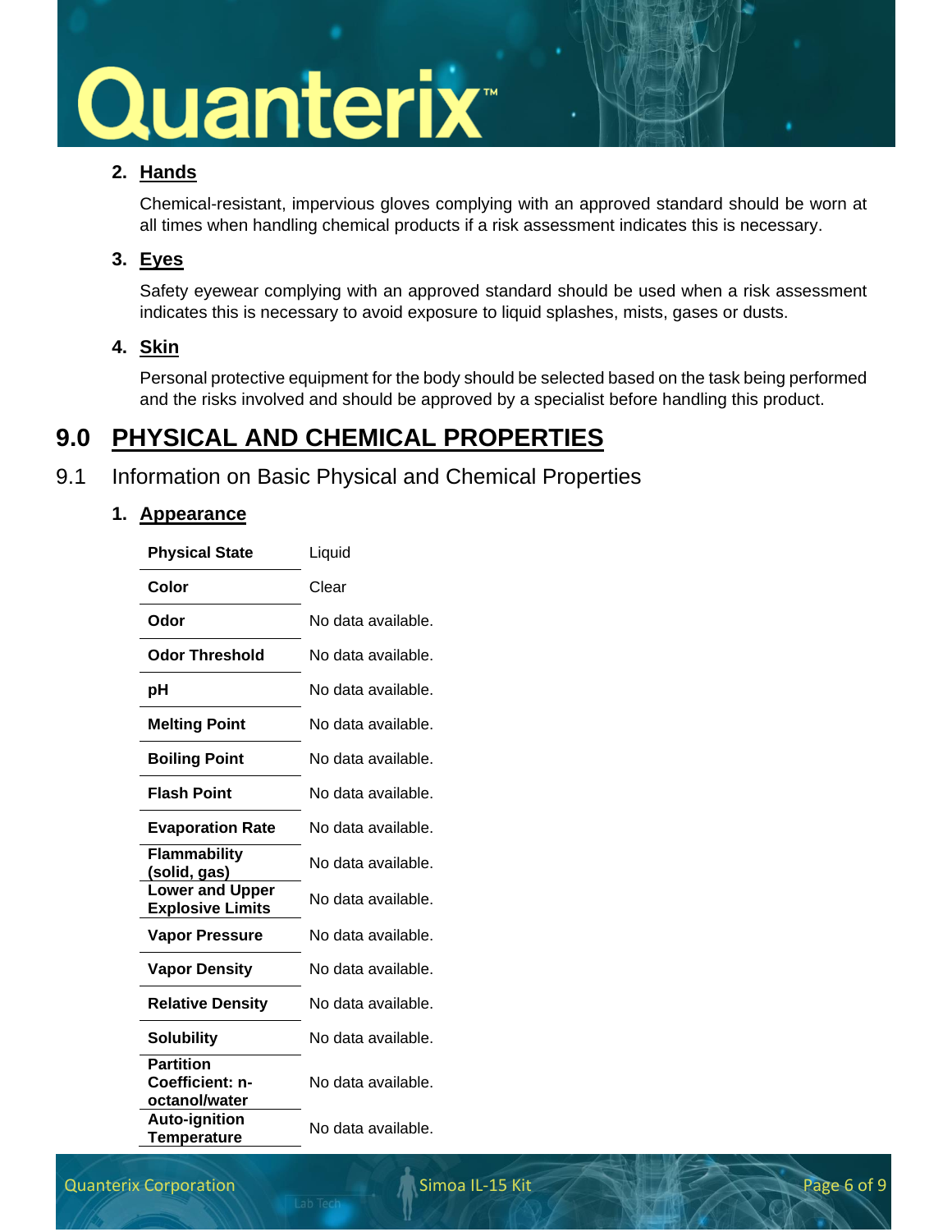2. **Hands**

   Chemical-resistant, impervious gloves complying with an approved standard should be worn at all times when handling chemical products if a risk assessment indicates this is necessary.

3. **Eyes**

   Safety eyewear complying with an approved standard should be used when a risk assessment indicates this is necessary to avoid exposure to liquid splashes, mists, gases or dusts.

4. **Skin**

   Personal protective equipment for the body should be selected based on the task being performed and the risks involved and should be approved by a specialist before handling this product.

# 9.0 PHYSICAL AND CHEMICAL PROPERTIES

## 9.1 Information on Basic Physical and Chemical Properties

1. **Appearance**

| | |
|---|---|
| **Physical State** | Liquid |
| **Color** | Clear |
| **Odor** | No data available. |
| **Odor Threshold** | No data available. |
| **pH** | No data available. |
| **Melting Point** | No data available. |
| **Boiling Point** | No data available. |
| **Flash Point** | No data available. |
| **Evaporation Rate** | No data available. |
| **Flammability (solid, gas)** | No data available. |
| **Lower and Upper Explosive Limits** | No data available. |
| **Vapor Pressure** | No data available. |
| **Vapor Density** | No data available. |
| **Relative Density** | No data available. |
| **Solubility** | No data available. |
| **Partition Coefficient: n-octanol/water** | No data available. |
| **Auto-ignition Temperature** | No data available. |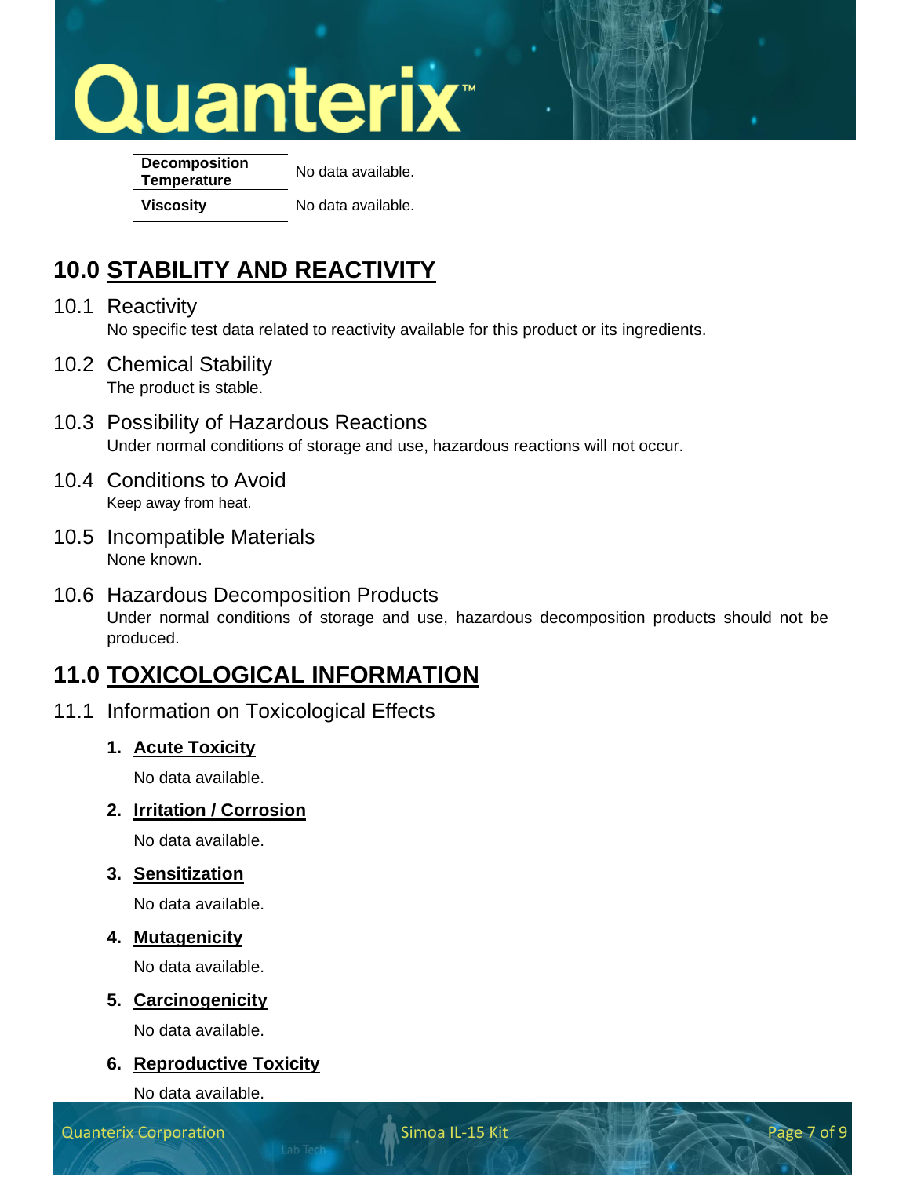| | |
|---|---|
| **Decomposition Temperature** | No data available. |
| **Viscosity** | No data available. |

# 10.0 STABILITY AND REACTIVITY

## 10.1 Reactivity

No specific test data related to reactivity available for this product or its ingredients.

## 10.2 Chemical Stability

The product is stable.

## 10.3 Possibility of Hazardous Reactions

Under normal conditions of storage and use, hazardous reactions will not occur.

## 10.4 Conditions to Avoid

Keep away from heat.

## 10.5 Incompatible Materials

None known.

## 10.6 Hazardous Decomposition Products

Under normal conditions of storage and use, hazardous decomposition products should not be produced.

# 11.0 TOXICOLOGICAL INFORMATION

## 11.1 Information on Toxicological Effects

1. **Acute Toxicity**

   No data available.

2. **Irritation / Corrosion**

   No data available.

3. **Sensitization**

   No data available.

4. **Mutagenicity**

   No data available.

5. **Carcinogenicity**

   No data available.

6. **Reproductive Toxicity**

   No data available.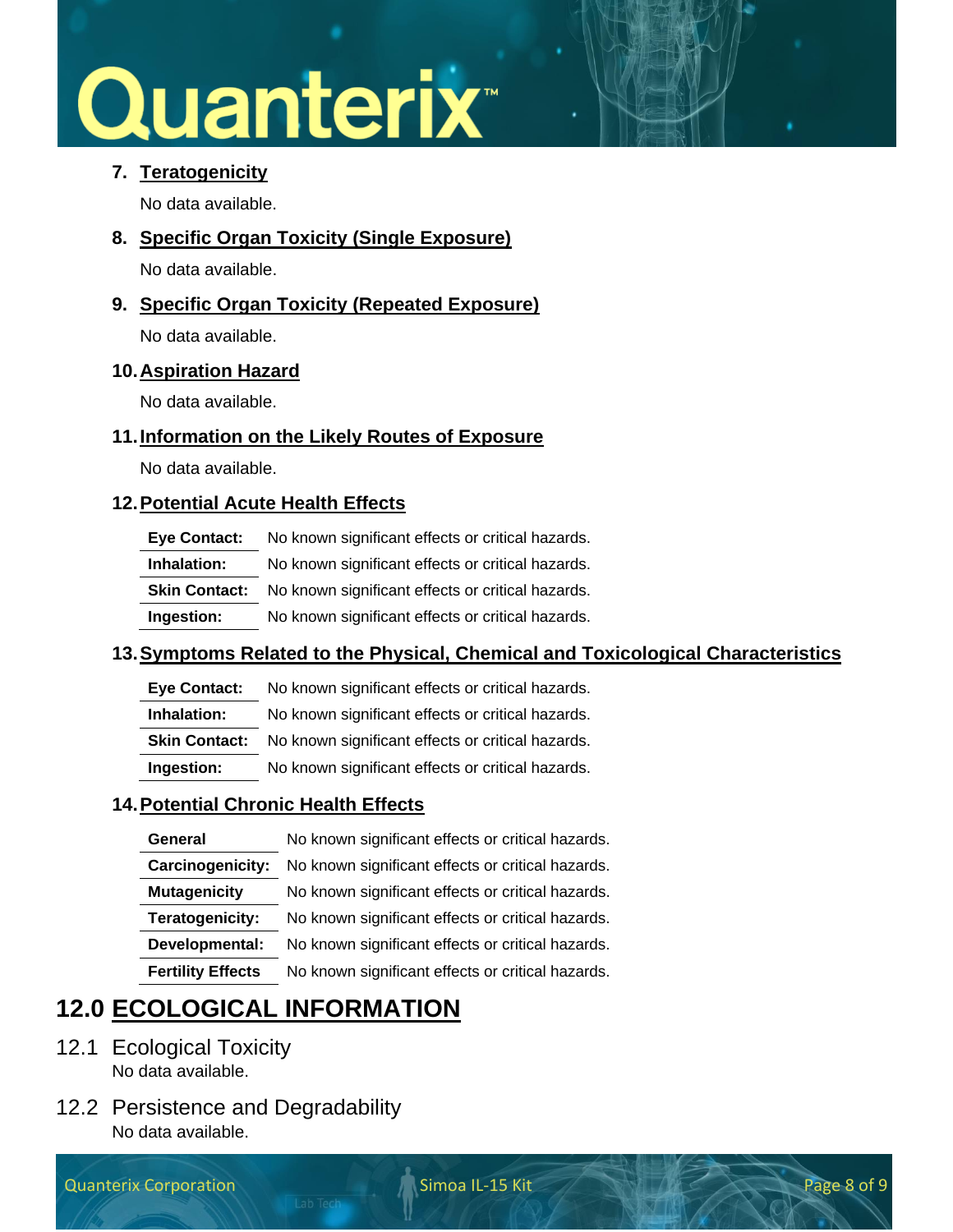7. **Teratogenicity**

   No data available.

8. **Specific Organ Toxicity (Single Exposure)**

   No data available.

9. **Specific Organ Toxicity (Repeated Exposure)**

   No data available.

10. **Aspiration Hazard**

    No data available.

11. **Information on the Likely Routes of Exposure**

    No data available.

12. **Potential Acute Health Effects**

| | |
|---|---|
| **Eye Contact:** | No known significant effects or critical hazards. |
| **Inhalation:** | No known significant effects or critical hazards. |
| **Skin Contact:** | No known significant effects or critical hazards. |
| **Ingestion:** | No known significant effects or critical hazards. |

13. **Symptoms Related to the Physical, Chemical and Toxicological Characteristics**

| | |
|---|---|
| **Eye Contact:** | No known significant effects or critical hazards. |
| **Inhalation:** | No known significant effects or critical hazards. |
| **Skin Contact:** | No known significant effects or critical hazards. |
| **Ingestion:** | No known significant effects or critical hazards. |

14. **Potential Chronic Health Effects**

| | |
|---|---|
| **General** | No known significant effects or critical hazards. |
| **Carcinogenicity:** | No known significant effects or critical hazards. |
| **Mutagenicity** | No known significant effects or critical hazards. |
| **Teratogenicity:** | No known significant effects or critical hazards. |
| **Developmental:** | No known significant effects or critical hazards. |
| **Fertility Effects** | No known significant effects or critical hazards. |

# 12.0 ECOLOGICAL INFORMATION

## 12.1 Ecological Toxicity

No data available.

## 12.2 Persistence and Degradability

No data available.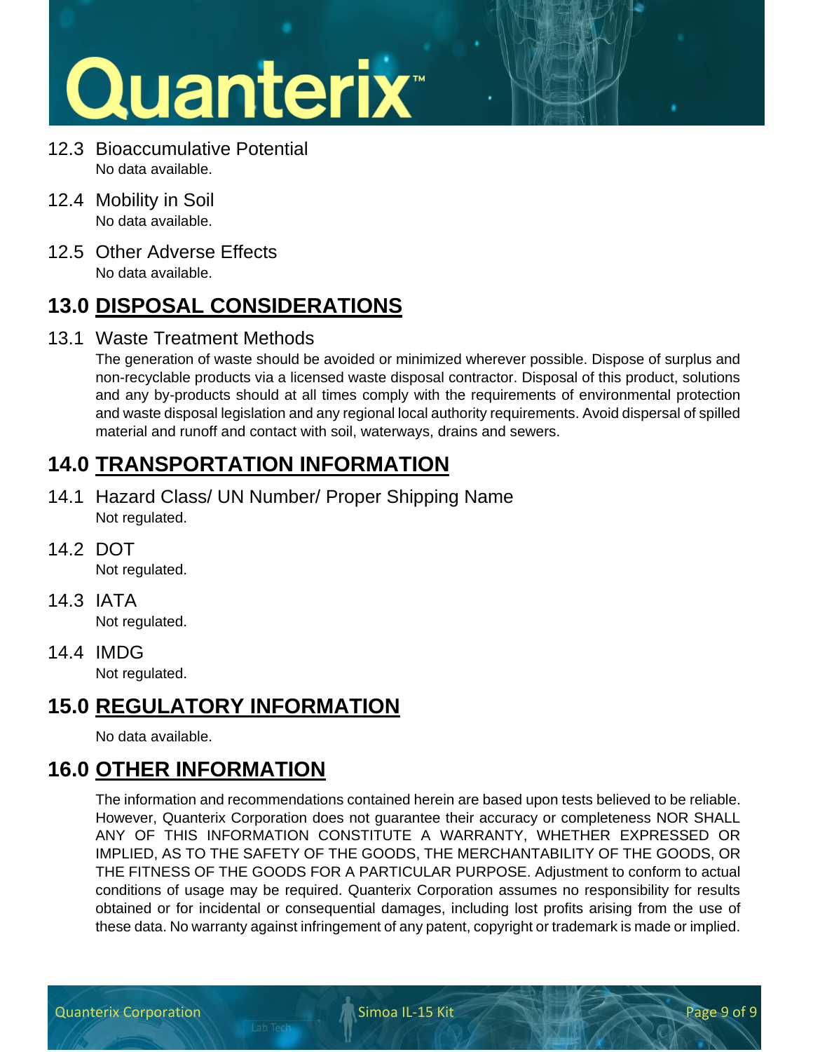### 12.3 Bioaccumulative Potential

No data available.

### 12.4 Mobility in Soil

No data available.

### 12.5 Other Adverse Effects

No data available.

## 13.0 DISPOSAL CONSIDERATIONS

### 13.1 Waste Treatment Methods

The generation of waste should be avoided or minimized wherever possible. Dispose of surplus and non-recyclable products via a licensed waste disposal contractor. Disposal of this product, solutions and any by-products should at all times comply with the requirements of environmental protection and waste disposal legislation and any regional local authority requirements. Avoid dispersal of spilled material and runoff and contact with soil, waterways, drains and sewers.

## 14.0 TRANSPORTATION INFORMATION

### 14.1 Hazard Class/ UN Number/ Proper Shipping Name

Not regulated.

### 14.2 DOT

Not regulated.

### 14.3 IATA

Not regulated.

### 14.4 IMDG

Not regulated.

## 15.0 REGULATORY INFORMATION

No data available.

## 16.0 OTHER INFORMATION

The information and recommendations contained herein are based upon tests believed to be reliable. However, Quanterix Corporation does not guarantee their accuracy or completeness NOR SHALL ANY OF THIS INFORMATION CONSTITUTE A WARRANTY, WHETHER EXPRESSED OR IMPLIED, AS TO THE SAFETY OF THE GOODS, THE MERCHANTABILITY OF THE GOODS, OR THE FITNESS OF THE GOODS FOR A PARTICULAR PURPOSE. Adjustment to conform to actual conditions of usage may be required. Quanterix Corporation assumes no responsibility for results obtained or for incidental or consequential damages, including lost profits arising from the use of these data. No warranty against infringement of any patent, copyright or trademark is made or implied.